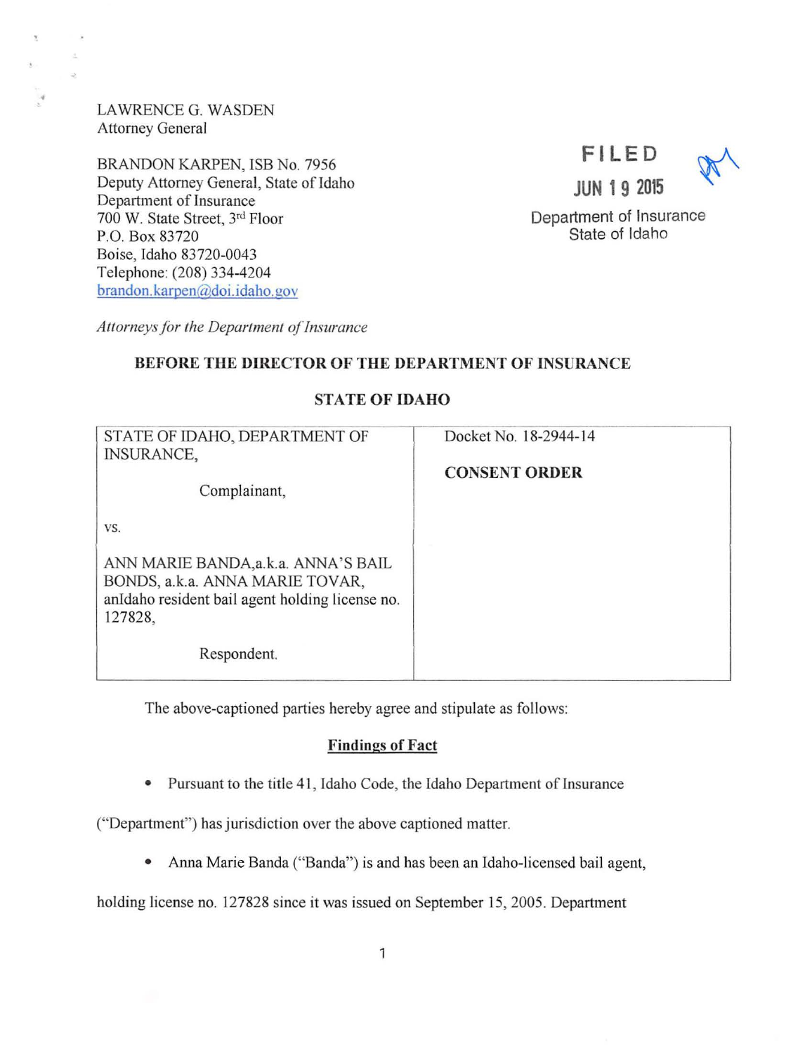LAWRENCE G. WASDEN
Attorney General

BRANDON KARPEN, ISB No. 7956
Deputy Attorney General, State of Idaho
Department of Insurance
700 W. State Street, 3rd Floor
P.O. Box 83720
Boise, Idaho 83720-0043
Telephone: (208) 334-4204
brandon.karpen@doi.idaho.gov

*Attorneys for the Department of Insurance*

FILED
JUN 19 2015
Department of Insurance
State of Idaho

**BEFORE THE DIRECTOR OF THE DEPARTMENT OF INSURANCE**

**STATE OF IDAHO**

| | |
|---|---|
| STATE OF IDAHO, DEPARTMENT OF INSURANCE,<br><br>Complainant,<br><br>vs.<br><br>ANN MARIE BANDA,a.k.a. ANNA'S BAIL BONDS, a.k.a. ANNA MARIE TOVAR, anIdaho resident bail agent holding license no. 127828,<br><br>Respondent. | Docket No. 18-2944-14<br><br>**CONSENT ORDER** |

The above-captioned parties hereby agree and stipulate as follows:

**Findings of Fact**

- Pursuant to the title 41, Idaho Code, the Idaho Department of Insurance ("Department") has jurisdiction over the above captioned matter.

- Anna Marie Banda ("Banda") is and has been an Idaho-licensed bail agent, holding license no. 127828 since it was issued on September 15, 2005. Department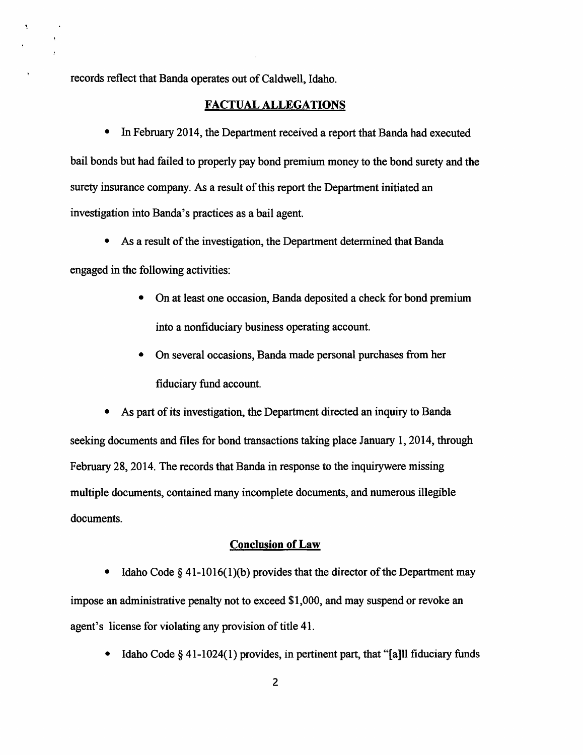records reflect that Banda operates out of Caldwell, Idaho.

## FACTUAL ALLEGATIONS

- In February 2014, the Department received a report that Banda had executed bail bonds but had failed to properly pay bond premium money to the bond surety and the surety insurance company. As a result of this report the Department initiated an investigation into Banda's practices as a bail agent.
- As a result of the investigation, the Department determined that Banda engaged in the following activities:
    - On at least one occasion, Banda deposited a check for bond premium into a nonfiduciary business operating account.
    - On several occasions, Banda made personal purchases from her fiduciary fund account.
- As part of its investigation, the Department directed an inquiry to Banda seeking documents and files for bond transactions taking place January 1, 2014, through February 28, 2014. The records that Banda in response to the inquirywere missing multiple documents, contained many incomplete documents, and numerous illegible documents.

## Conclusion of Law

- Idaho Code § 41-1016(1)(b) provides that the director of the Department may impose an administrative penalty not to exceed $1,000, and may suspend or revoke an agent's license for violating any provision of title 41.
- Idaho Code § 41-1024(1) provides, in pertinent part, that "[a]ll fiduciary funds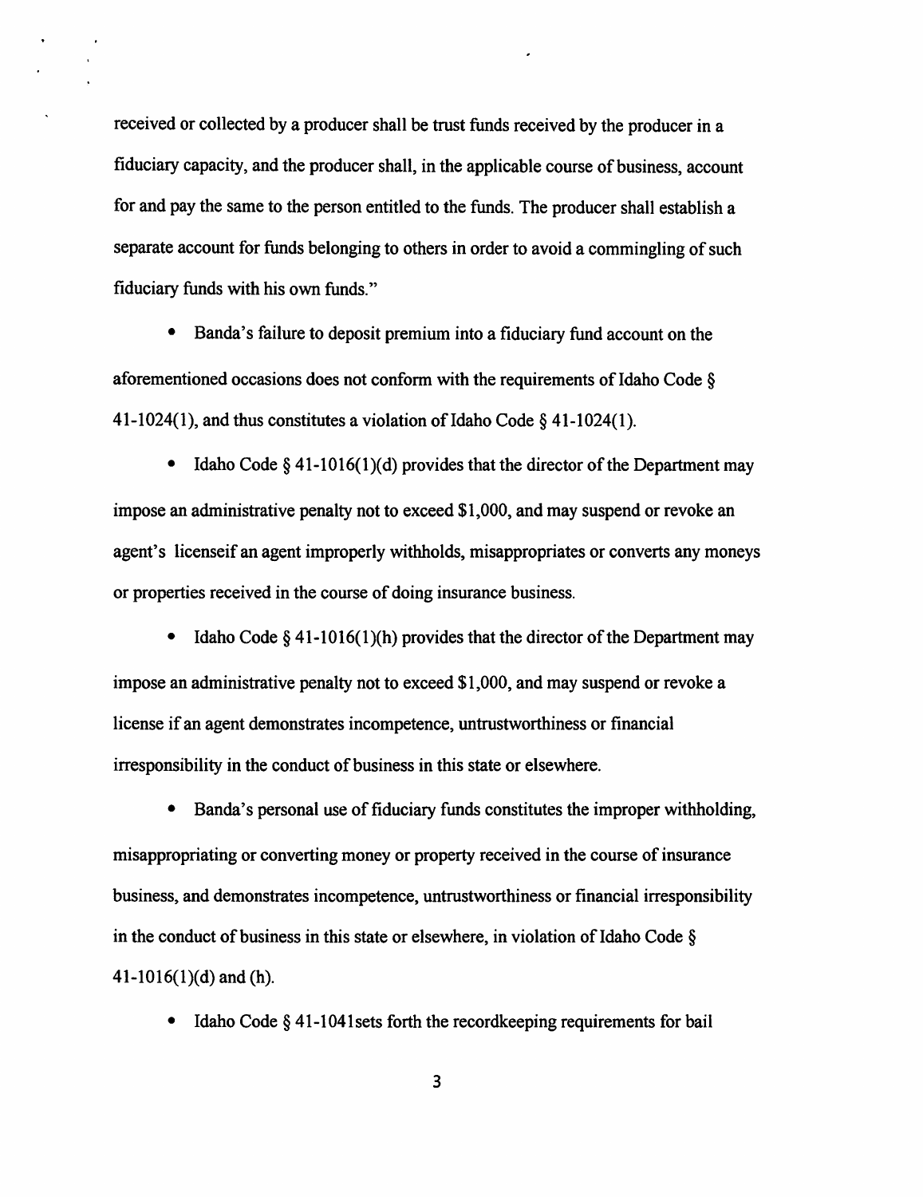received or collected by a producer shall be trust funds received by the producer in a fiduciary capacity, and the producer shall, in the applicable course of business, account for and pay the same to the person entitled to the funds. The producer shall establish a separate account for funds belonging to others in order to avoid a commingling of such fiduciary funds with his own funds."

- Banda's failure to deposit premium into a fiduciary fund account on the aforementioned occasions does not conform with the requirements of Idaho Code § 41-1024(1), and thus constitutes a violation of Idaho Code § 41-1024(1).

- Idaho Code § 41-1016(1)(d) provides that the director of the Department may impose an administrative penalty not to exceed $1,000, and may suspend or revoke an agent's licenseif an agent improperly withholds, misappropriates or converts any moneys or properties received in the course of doing insurance business.

- Idaho Code § 41-1016(1)(h) provides that the director of the Department may impose an administrative penalty not to exceed $1,000, and may suspend or revoke a license if an agent demonstrates incompetence, untrustworthiness or financial irresponsibility in the conduct of business in this state or elsewhere.

- Banda's personal use of fiduciary funds constitutes the improper withholding, misappropriating or converting money or property received in the course of insurance business, and demonstrates incompetence, untrustworthiness or financial irresponsibility in the conduct of business in this state or elsewhere, in violation of Idaho Code § 41-1016(1)(d) and (h).

- Idaho Code § 41-1041sets forth the recordkeeping requirements for bail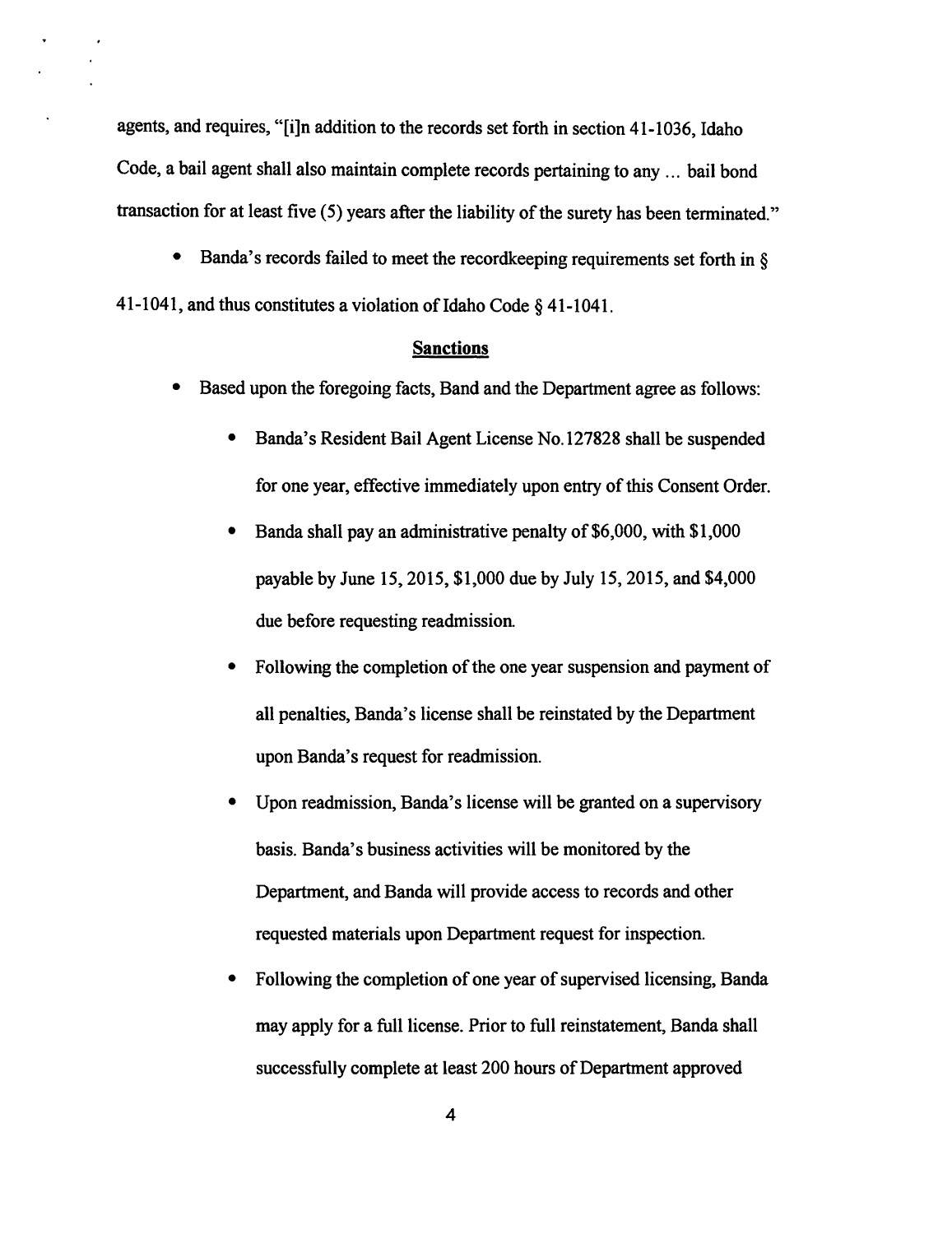agents, and requires, "[i]n addition to the records set forth in section 41-1036, Idaho Code, a bail agent shall also maintain complete records pertaining to any ... bail bond transaction for at least five (5) years after the liability of the surety has been terminated."

- Banda's records failed to meet the recordkeeping requirements set forth in § 41-1041, and thus constitutes a violation of Idaho Code § 41-1041.

## Sanctions

- Based upon the foregoing facts, Band and the Department agree as follows:
  - Banda's Resident Bail Agent License No.127828 shall be suspended for one year, effective immediately upon entry of this Consent Order.
  - Banda shall pay an administrative penalty of $6,000, with $1,000 payable by June 15, 2015, $1,000 due by July 15, 2015, and $4,000 due before requesting readmission.
  - Following the completion of the one year suspension and payment of all penalties, Banda's license shall be reinstated by the Department upon Banda's request for readmission.
  - Upon readmission, Banda's license will be granted on a supervisory basis. Banda's business activities will be monitored by the Department, and Banda will provide access to records and other requested materials upon Department request for inspection.
  - Following the completion of one year of supervised licensing, Banda may apply for a full license. Prior to full reinstatement, Banda shall successfully complete at least 200 hours of Department approved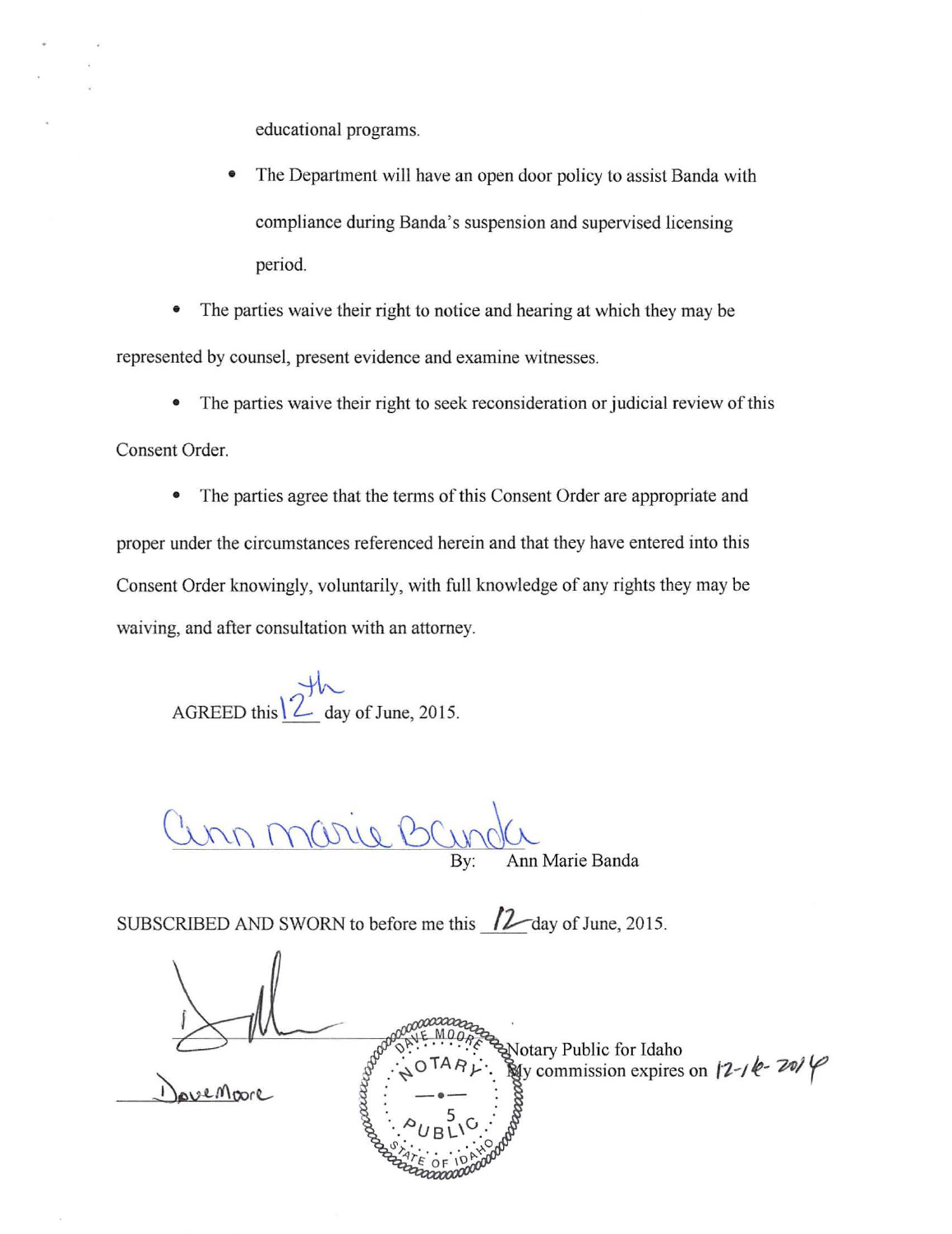educational programs.

- The Department will have an open door policy to assist Banda with compliance during Banda's suspension and supervised licensing period.

- The parties waive their right to notice and hearing at which they may be represented by counsel, present evidence and examine witnesses.

- The parties waive their right to seek reconsideration or judicial review of this Consent Order.

- The parties agree that the terms of this Consent Order are appropriate and proper under the circumstances referenced herein and that they have entered into this Consent Order knowingly, voluntarily, with full knowledge of any rights they may be waiving, and after consultation with an attorney.

AGREED this 12th day of June, 2015.

Ann Marie Banda

By: Ann Marie Banda

SUBSCRIBED AND SWORN to before me this 12 day of June, 2015.

Dave Moore

DAVE MOORE NOTARY PUBLIC STATE OF IDAHO

Notary Public for Idaho
My commission expires on 12-16-2019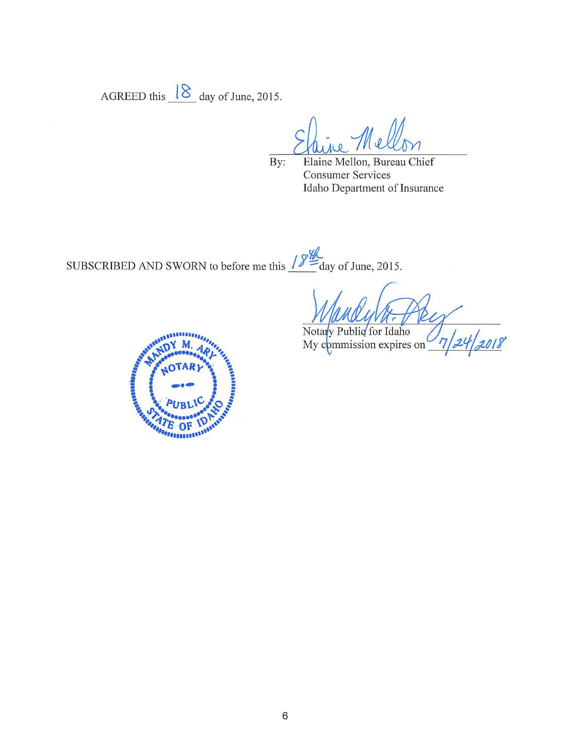AGREED this 18 day of June, 2015.

Elaine Mellon

By: Elaine Mellon, Bureau Chief
Consumer Services
Idaho Department of Insurance

SUBSCRIBED AND SWORN to before me this 18th day of June, 2015.

Mandy M. Ary

Notary Public for Idaho
My commission expires on 7/24/2018

MANDY M. ARY
NOTARY PUBLIC
STATE OF IDAHO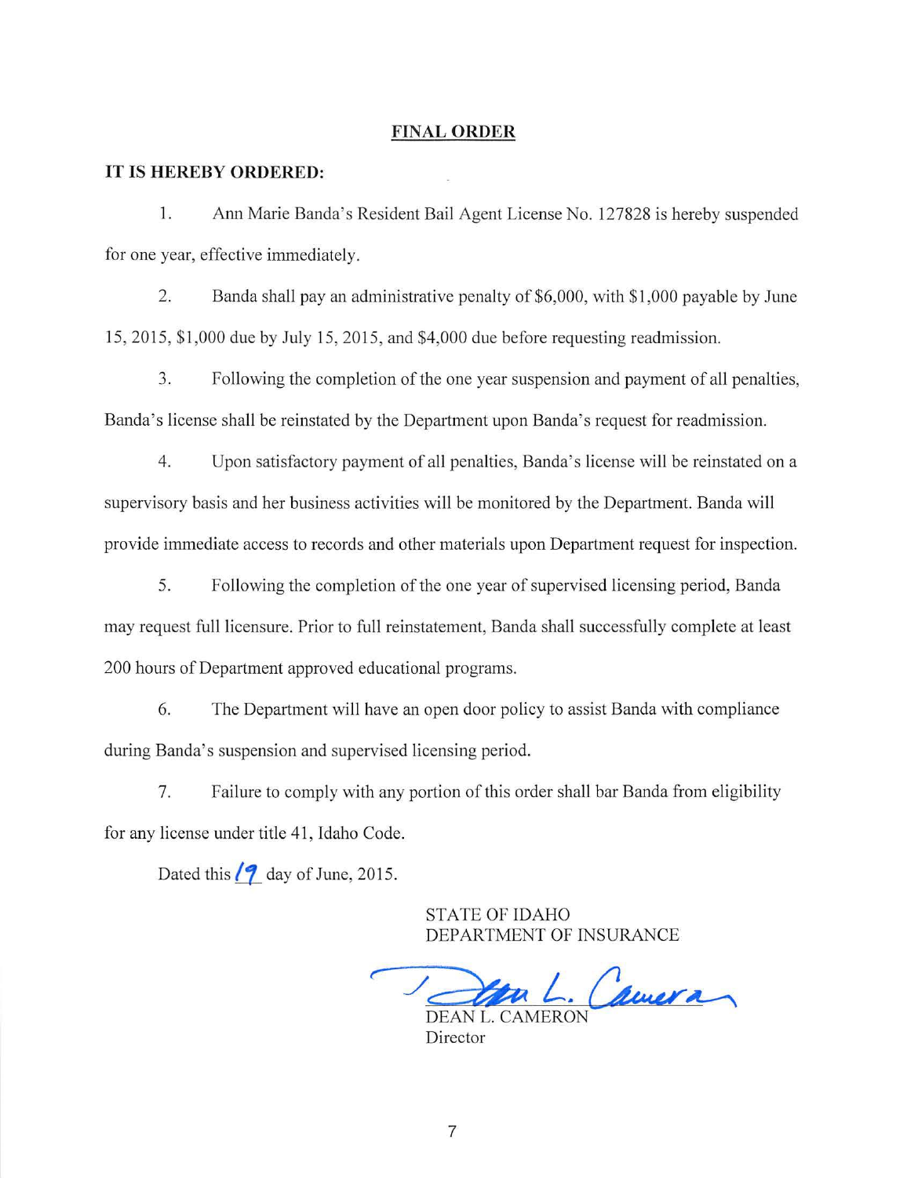## FINAL ORDER

**IT IS HEREBY ORDERED:**

1. Ann Marie Banda's Resident Bail Agent License No. 127828 is hereby suspended for one year, effective immediately.

2. Banda shall pay an administrative penalty of $6,000, with $1,000 payable by June 15, 2015, $1,000 due by July 15, 2015, and $4,000 due before requesting readmission.

3. Following the completion of the one year suspension and payment of all penalties, Banda's license shall be reinstated by the Department upon Banda's request for readmission.

4. Upon satisfactory payment of all penalties, Banda's license will be reinstated on a supervisory basis and her business activities will be monitored by the Department. Banda will provide immediate access to records and other materials upon Department request for inspection.

5. Following the completion of the one year of supervised licensing period, Banda may request full licensure. Prior to full reinstatement, Banda shall successfully complete at least 200 hours of Department approved educational programs.

6. The Department will have an open door policy to assist Banda with compliance during Banda's suspension and supervised licensing period.

7. Failure to comply with any portion of this order shall bar Banda from eligibility for any license under title 41, Idaho Code.

Dated this 19 day of June, 2015.

STATE OF IDAHO
DEPARTMENT OF INSURANCE

DEAN L. CAMERON
Director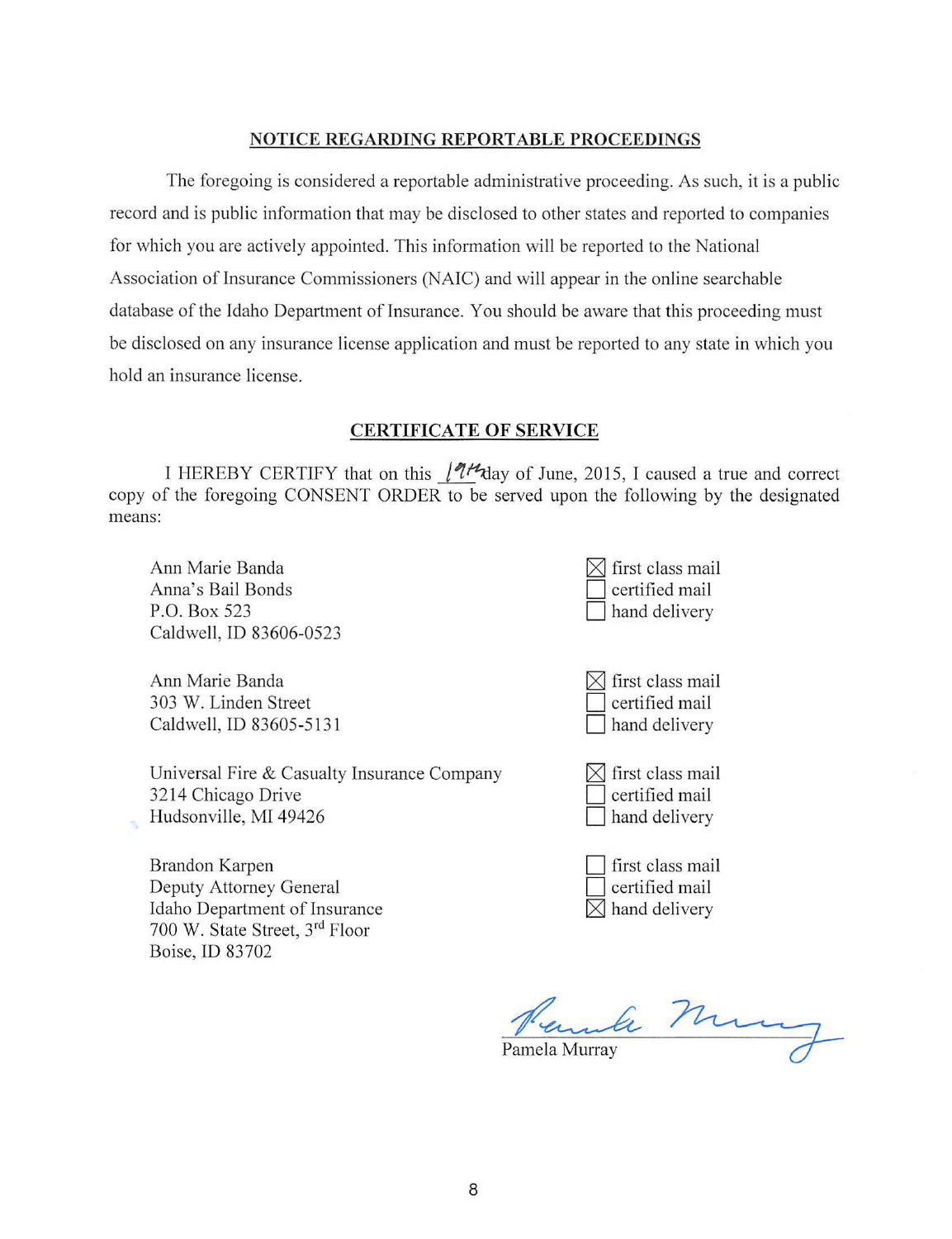## NOTICE REGARDING REPORTABLE PROCEEDINGS

The foregoing is considered a reportable administrative proceeding. As such, it is a public record and is public information that may be disclosed to other states and reported to companies for which you are actively appointed. This information will be reported to the National Association of Insurance Commissioners (NAIC) and will appear in the online searchable database of the Idaho Department of Insurance. You should be aware that this proceeding must be disclosed on any insurance license application and must be reported to any state in which you hold an insurance license.

## CERTIFICATE OF SERVICE

I HEREBY CERTIFY that on this 19th day of June, 2015, I caused a true and correct copy of the foregoing CONSENT ORDER to be served upon the following by the designated means:

| | |
|---|---|
| Ann Marie Banda<br>Anna's Bail Bonds<br>P.O. Box 523<br>Caldwell, ID 83606-0523 | ☒ first class mail<br>☐ certified mail<br>☐ hand delivery |
| Ann Marie Banda<br>303 W. Linden Street<br>Caldwell, ID 83605-5131 | ☒ first class mail<br>☐ certified mail<br>☐ hand delivery |
| Universal Fire & Casualty Insurance Company<br>3214 Chicago Drive<br>Hudsonville, MI 49426 | ☒ first class mail<br>☐ certified mail<br>☐ hand delivery |
| Brandon Karpen<br>Deputy Attorney General<br>Idaho Department of Insurance<br>700 W. State Street, 3rd Floor<br>Boise, ID 83702 | ☐ first class mail<br>☐ certified mail<br>☒ hand delivery |

Pamela Murray